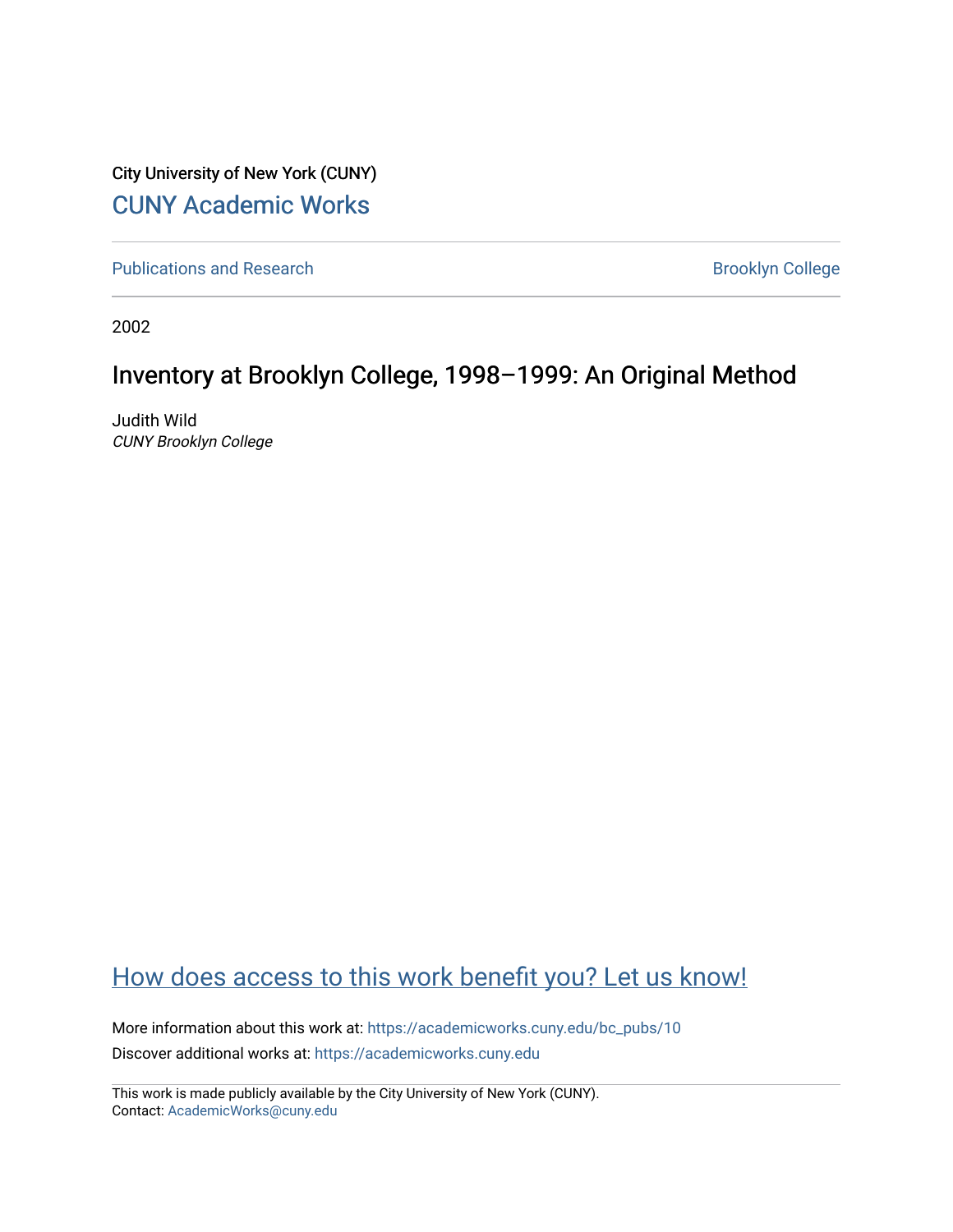City University of New York (CUNY)

CUNY Academic Works

Publications and Research

Brooklyn College

2002

# Inventory at Brooklyn College, 1998–1999: An Original Method

Judith Wild
*CUNY Brooklyn College*

How does access to this work benefit you? Let us know!

More information about this work at: https://academicworks.cuny.edu/bc_pubs/10

Discover additional works at: https://academicworks.cuny.edu

This work is made publicly available by the City University of New York (CUNY).
Contact: AcademicWorks@cuny.edu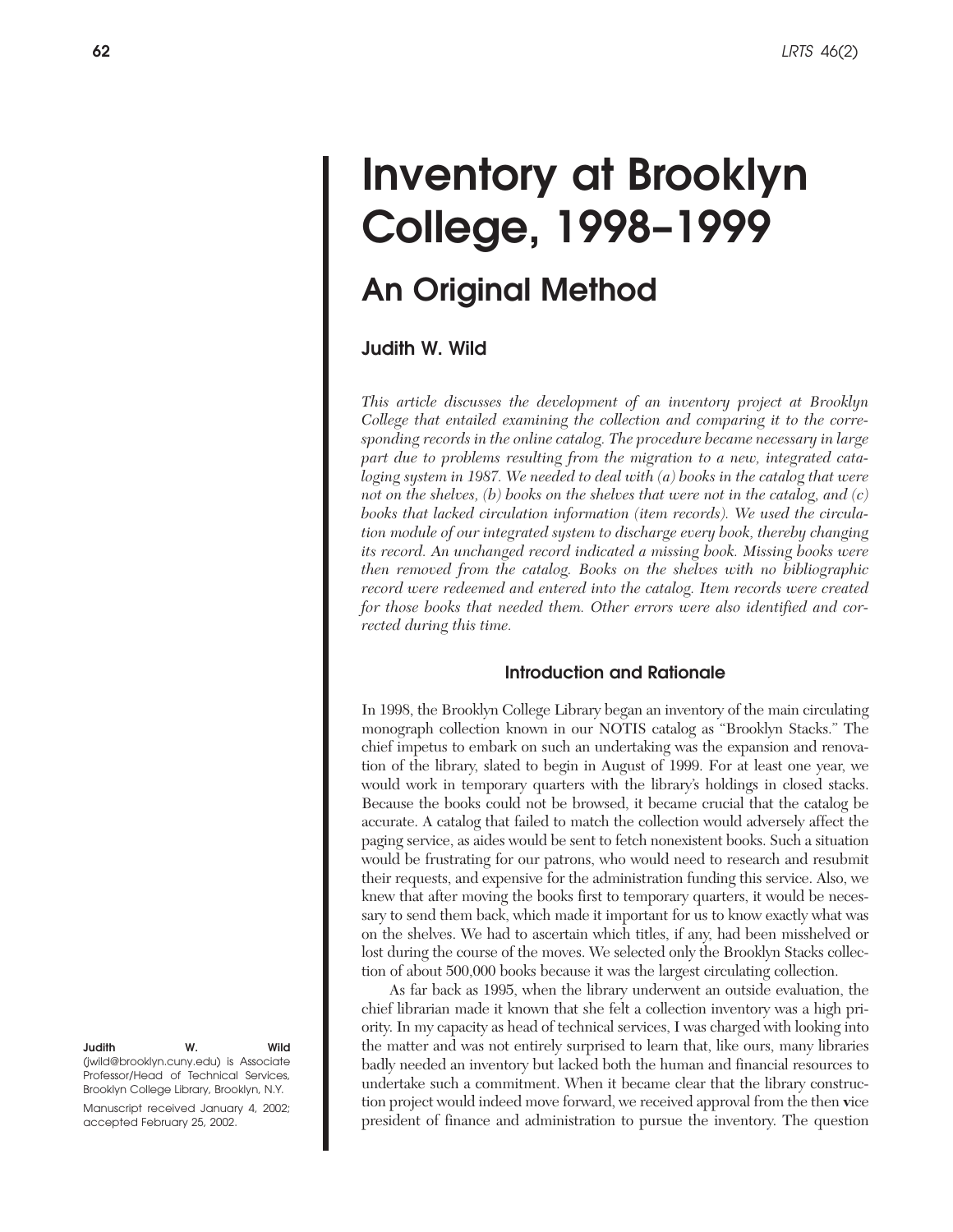# Inventory at Brooklyn College, 1998–1999

## An Original Method

### Judith W. Wild

*This article discusses the development of an inventory project at Brooklyn College that entailed examining the collection and comparing it to the corresponding records in the online catalog. The procedure became necessary in large part due to problems resulting from the migration to a new, integrated cataloging system in 1987. We needed to deal with (a) books in the catalog that were not on the shelves, (b) books on the shelves that were not in the catalog, and (c) books that lacked circulation information (item records). We used the circulation module of our integrated system to discharge every book, thereby changing its record. An unchanged record indicated a missing book. Missing books were then removed from the catalog. Books on the shelves with no bibliographic record were redeemed and entered into the catalog. Item records were created for those books that needed them. Other errors were also identified and corrected during this time.*

#### Introduction and Rationale

In 1998, the Brooklyn College Library began an inventory of the main circulating monograph collection known in our NOTIS catalog as "Brooklyn Stacks." The chief impetus to embark on such an undertaking was the expansion and renovation of the library, slated to begin in August of 1999. For at least one year, we would work in temporary quarters with the library's holdings in closed stacks. Because the books could not be browsed, it became crucial that the catalog be accurate. A catalog that failed to match the collection would adversely affect the paging service, as aides would be sent to fetch nonexistent books. Such a situation would be frustrating for our patrons, who would need to research and resubmit their requests, and expensive for the administration funding this service. Also, we knew that after moving the books first to temporary quarters, it would be necessary to send them back, which made it important for us to know exactly what was on the shelves. We had to ascertain which titles, if any, had been misshelved or lost during the course of the moves. We selected only the Brooklyn Stacks collection of about 500,000 books because it was the largest circulating collection.

As far back as 1995, when the library underwent an outside evaluation, the chief librarian made it known that she felt a collection inventory was a high priority. In my capacity as head of technical services, I was charged with looking into the matter and was not entirely surprised to learn that, like ours, many libraries badly needed an inventory but lacked both the human and financial resources to undertake such a commitment. When it became clear that the library construction project would indeed move forward, we received approval from the then vice president of finance and administration to pursue the inventory. The question

**Judith W. Wild** (jwild@brooklyn.cuny.edu) is Associate Professor/Head of Technical Services, Brooklyn College Library, Brooklyn, N.Y.

Manuscript received January 4, 2002; accepted February 25, 2002.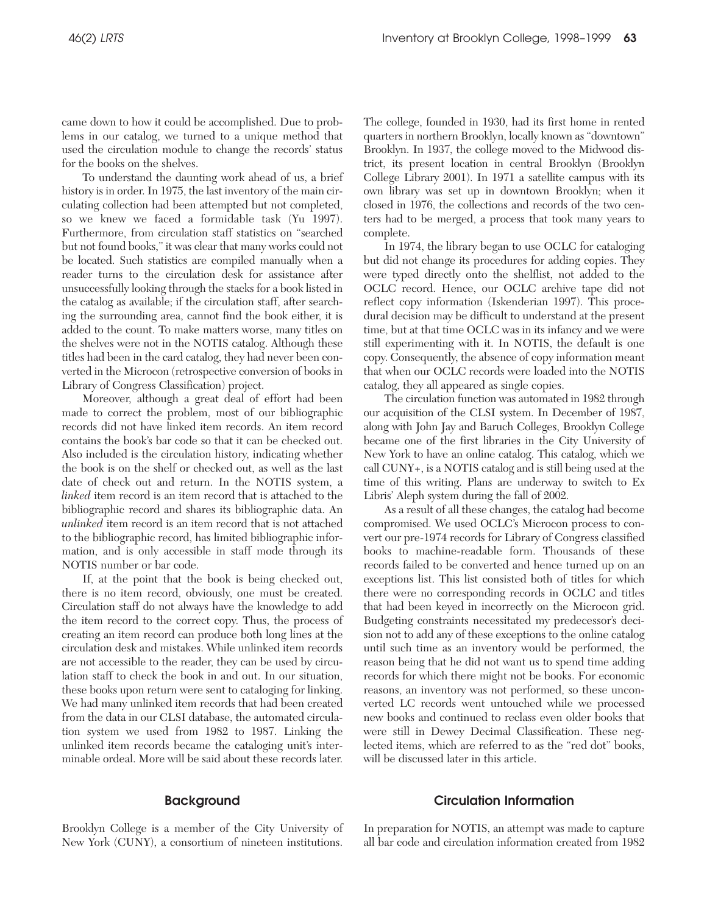came down to how it could be accomplished. Due to problems in our catalog, we turned to a unique method that used the circulation module to change the records' status for the books on the shelves.

To understand the daunting work ahead of us, a brief history is in order. In 1975, the last inventory of the main circulating collection had been attempted but not completed, so we knew we faced a formidable task (Yu 1997). Furthermore, from circulation staff statistics on "searched but not found books," it was clear that many works could not be located. Such statistics are compiled manually when a reader turns to the circulation desk for assistance after unsuccessfully looking through the stacks for a book listed in the catalog as available; if the circulation staff, after searching the surrounding area, cannot find the book either, it is added to the count. To make matters worse, many titles on the shelves were not in the NOTIS catalog. Although these titles had been in the card catalog, they had never been converted in the Microcon (retrospective conversion of books in Library of Congress Classification) project.

Moreover, although a great deal of effort had been made to correct the problem, most of our bibliographic records did not have linked item records. An item record contains the book's bar code so that it can be checked out. Also included is the circulation history, indicating whether the book is on the shelf or checked out, as well as the last date of check out and return. In the NOTIS system, a *linked* item record is an item record that is attached to the bibliographic record and shares its bibliographic data. An *unlinked* item record is an item record that is not attached to the bibliographic record, has limited bibliographic information, and is only accessible in staff mode through its NOTIS number or bar code.

If, at the point that the book is being checked out, there is no item record, obviously, one must be created. Circulation staff do not always have the knowledge to add the item record to the correct copy. Thus, the process of creating an item record can produce both long lines at the circulation desk and mistakes. While unlinked item records are not accessible to the reader, they can be used by circulation staff to check the book in and out. In our situation, these books upon return were sent to cataloging for linking. We had many unlinked item records that had been created from the data in our CLSI database, the automated circulation system we used from 1982 to 1987. Linking the unlinked item records became the cataloging unit's interminable ordeal. More will be said about these records later.

## Background

Brooklyn College is a member of the City University of New York (CUNY), a consortium of nineteen institutions. The college, founded in 1930, had its first home in rented quarters in northern Brooklyn, locally known as "downtown" Brooklyn. In 1937, the college moved to the Midwood district, its present location in central Brooklyn (Brooklyn College Library 2001). In 1971 a satellite campus with its own library was set up in downtown Brooklyn; when it closed in 1976, the collections and records of the two centers had to be merged, a process that took many years to complete.

In 1974, the library began to use OCLC for cataloging but did not change its procedures for adding copies. They were typed directly onto the shelflist, not added to the OCLC record. Hence, our OCLC archive tape did not reflect copy information (Iskenderian 1997). This procedural decision may be difficult to understand at the present time, but at that time OCLC was in its infancy and we were still experimenting with it. In NOTIS, the default is one copy. Consequently, the absence of copy information meant that when our OCLC records were loaded into the NOTIS catalog, they all appeared as single copies.

The circulation function was automated in 1982 through our acquisition of the CLSI system. In December of 1987, along with John Jay and Baruch Colleges, Brooklyn College became one of the first libraries in the City University of New York to have an online catalog. This catalog, which we call CUNY+, is a NOTIS catalog and is still being used at the time of this writing. Plans are underway to switch to Ex Libris' Aleph system during the fall of 2002.

As a result of all these changes, the catalog had become compromised. We used OCLC's Microcon process to convert our pre-1974 records for Library of Congress classified books to machine-readable form. Thousands of these records failed to be converted and hence turned up on an exceptions list. This list consisted both of titles for which there were no corresponding records in OCLC and titles that had been keyed in incorrectly on the Microcon grid. Budgeting constraints necessitated my predecessor's decision not to add any of these exceptions to the online catalog until such time as an inventory would be performed, the reason being that he did not want us to spend time adding records for which there might not be books. For economic reasons, an inventory was not performed, so these unconverted LC records went untouched while we processed new books and continued to reclass even older books that were still in Dewey Decimal Classification. These neglected items, which are referred to as the "red dot" books, will be discussed later in this article.

## Circulation Information

In preparation for NOTIS, an attempt was made to capture all bar code and circulation information created from 1982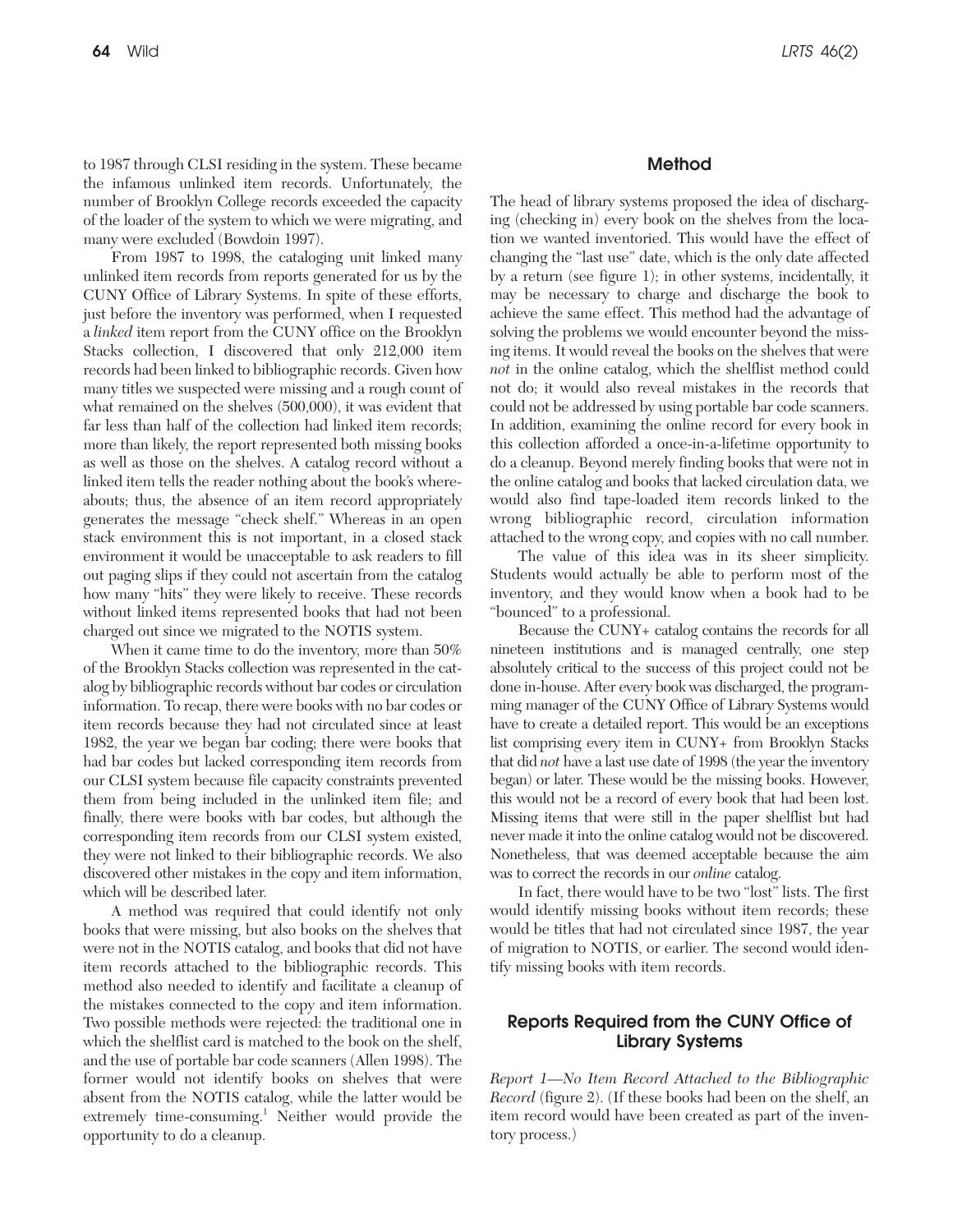to 1987 through CLSI residing in the system. These became the infamous unlinked item records. Unfortunately, the number of Brooklyn College records exceeded the capacity of the loader of the system to which we were migrating, and many were excluded (Bowdoin 1997).

From 1987 to 1998, the cataloging unit linked many unlinked item records from reports generated for us by the CUNY Office of Library Systems. In spite of these efforts, just before the inventory was performed, when I requested a *linked* item report from the CUNY office on the Brooklyn Stacks collection, I discovered that only 212,000 item records had been linked to bibliographic records. Given how many titles we suspected were missing and a rough count of what remained on the shelves (500,000), it was evident that far less than half of the collection had linked item records; more than likely, the report represented both missing books as well as those on the shelves. A catalog record without a linked item tells the reader nothing about the book's whereabouts; thus, the absence of an item record appropriately generates the message "check shelf." Whereas in an open stack environment this is not important, in a closed stack environment it would be unacceptable to ask readers to fill out paging slips if they could not ascertain from the catalog how many "hits" they were likely to receive. These records without linked items represented books that had not been charged out since we migrated to the NOTIS system.

When it came time to do the inventory, more than 50% of the Brooklyn Stacks collection was represented in the catalog by bibliographic records without bar codes or circulation information. To recap, there were books with no bar codes or item records because they had not circulated since at least 1982, the year we began bar coding; there were books that had bar codes but lacked corresponding item records from our CLSI system because file capacity constraints prevented them from being included in the unlinked item file; and finally, there were books with bar codes, but although the corresponding item records from our CLSI system existed, they were not linked to their bibliographic records. We also discovered other mistakes in the copy and item information, which will be described later.

A method was required that could identify not only books that were missing, but also books on the shelves that were not in the NOTIS catalog, and books that did not have item records attached to the bibliographic records. This method also needed to identify and facilitate a cleanup of the mistakes connected to the copy and item information. Two possible methods were rejected: the traditional one in which the shelflist card is matched to the book on the shelf, and the use of portable bar code scanners (Allen 1998). The former would not identify books on shelves that were absent from the NOTIS catalog, while the latter would be extremely time-consuming.[1] Neither would provide the opportunity to do a cleanup.

## Method

The head of library systems proposed the idea of discharging (checking in) every book on the shelves from the location we wanted inventoried. This would have the effect of changing the "last use" date, which is the only date affected by a return (see figure 1); in other systems, incidentally, it may be necessary to charge and discharge the book to achieve the same effect. This method had the advantage of solving the problems we would encounter beyond the missing items. It would reveal the books on the shelves that were *not* in the online catalog, which the shelflist method could not do; it would also reveal mistakes in the records that could not be addressed by using portable bar code scanners. In addition, examining the online record for every book in this collection afforded a once-in-a-lifetime opportunity to do a cleanup. Beyond merely finding books that were not in the online catalog and books that lacked circulation data, we would also find tape-loaded item records linked to the wrong bibliographic record, circulation information attached to the wrong copy, and copies with no call number.

The value of this idea was in its sheer simplicity. Students would actually be able to perform most of the inventory, and they would know when a book had to be "bounced" to a professional.

Because the CUNY+ catalog contains the records for all nineteen institutions and is managed centrally, one step absolutely critical to the success of this project could not be done in-house. After every book was discharged, the programming manager of the CUNY Office of Library Systems would have to create a detailed report. This would be an exceptions list comprising every item in CUNY+ from Brooklyn Stacks that did *not* have a last use date of 1998 (the year the inventory began) or later. These would be the missing books. However, this would not be a record of every book that had been lost. Missing items that were still in the paper shelflist but had never made it into the online catalog would not be discovered. Nonetheless, that was deemed acceptable because the aim was to correct the records in our *online* catalog.

In fact, there would have to be two "lost" lists. The first would identify missing books without item records; these would be titles that had not circulated since 1987, the year of migration to NOTIS, or earlier. The second would identify missing books with item records.

## Reports Required from the CUNY Office of Library Systems

*Report 1—No Item Record Attached to the Bibliographic Record* (figure 2). (If these books had been on the shelf, an item record would have been created as part of the inventory process.)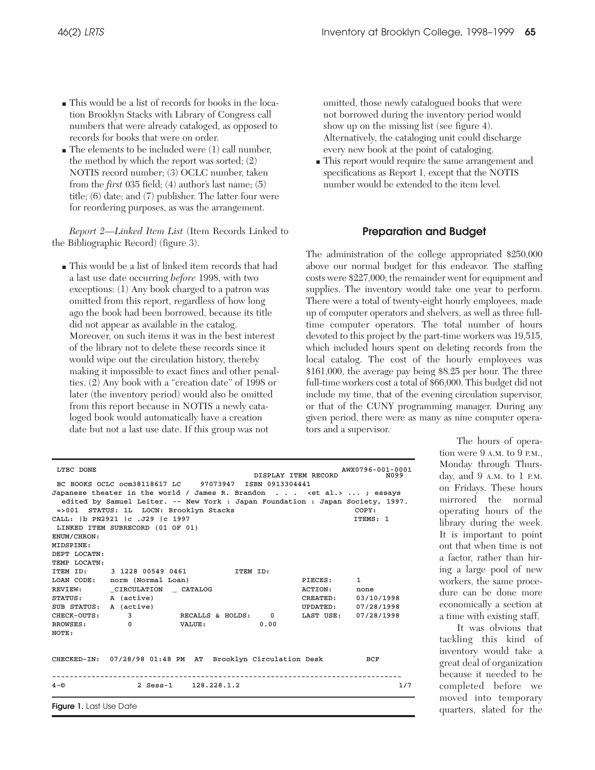- This would be a list of records for books in the location Brooklyn Stacks with Library of Congress call numbers that were already cataloged, as opposed to records for books that were on order.
- The elements to be included were (1) call number, the method by which the report was sorted; (2) NOTIS record number; (3) OCLC number, taken from the *first* 035 field; (4) author's last name; (5) title; (6) date; and (7) publisher. The latter four were for reordering purposes, as was the arrangement.

*Report 2—Linked Item List* (Item Records Linked to the Bibliographic Record) (figure 3).

- This would be a list of linked item records that had a last use date occurring *before* 1998, with two exceptions: (1) Any book charged to a patron was omitted from this report, regardless of how long ago the book had been borrowed, because its title did not appear as available in the catalog. Moreover, on such items it was in the best interest of the library not to delete these records since it would wipe out the circulation history, thereby making it impossible to exact fines and other penalties. (2) Any book with a "creation date" of 1998 or later (the inventory period) would also be omitted from this report because in NOTIS a newly cataloged book would automatically have a creation date but not a last use date. If this group was not omitted, those newly catalogued books that were not borrowed during the inventory period would show up on the missing list (see figure 4). Alternatively, the cataloging unit could discharge every new book at the point of cataloging.
- This report would require the same arrangement and specifications as Report 1, except that the NOTIS number would be extended to the item level.

```
 LTBC DONE                                                            AWX0796-001-0001
                                                DISPLAY ITEM RECORD               N099
 BC BOOKS OCLC ocm38118617 LC    97073947  ISBN 0913304441
Japanese theater in the world / James R. Brandon  . . .  <et al.> ... ; essays
  edited by Samuel Leiter. -- New York : Japan Foundation : Japan Society, 1997.
 =>001  STATUS: 1L  LOCN: Brooklyn Stacks                             COPY:
CALL: |b PN2921 |c .J29 |c 1997                                       ITEMS: 1
 LINKED ITEM SUBRECORD (01 OF 01)
ENUM/CHRON:
MIDSPINE:
DEPT LOCATN:
TEMP LOCATN:
ITEM ID:     3 1228 00549 0461          ITEM ID:
LOAN CODE:   norm (Normal Loan)                           PIECES:     1
REVIEW:      _CIRCULATION  _ CATALOG                      ACTION:     none
STATUS:      A (active)                                   CREATED:    03/10/1998
SUB STATUS:  A (active)                                   UPDATED:    07/28/1998
CHECK-OUTS:      3          RECALLS & HOLDS:    0         LAST USE:   07/28/1998
BROWSES:         0          VALUE:            0.00
NOTE:

CHECKED-IN:  07/28/98 01:48 PM  AT  Brooklyn Circulation Desk          BCF
-------------------------------------------------------------------------------
4-©              2 Sess-1    128.228.1.2                                    1/7
```

**Figure 1.** Last Use Date

## Preparation and Budget

The administration of the college appropriated $250,000 above our normal budget for this endeavor. The staffing costs were $227,000; the remainder went for equipment and supplies. The inventory would take one year to perform. There were a total of twenty-eight hourly employees, made up of computer operators and shelvers, as well as three full-time computer operators. The total number of hours devoted to this project by the part-time workers was 19,515, which included hours spent on deleting records from the local catalog. The cost of the hourly employees was $161,000, the average pay being $8.25 per hour. The three full-time workers cost a total of $66,000. This budget did not include my time, that of the evening circulation supervisor, or that of the CUNY programming manager. During any given period, there were as many as nine computer operators and a supervisor.

The hours of operation were 9 A.M. to 9 P.M., Monday through Thursday, and 9 A.M. to 1 P.M. on Fridays. These hours mirrored the normal operating hours of the library during the week. It is important to point out that when time is not a factor, rather than hiring a large pool of new workers, the same procedure can be done more economically a section at a time with existing staff.

It was obvious that tackling this kind of inventory would take a great deal of organization because it needed to be completed before we moved into temporary quarters, slated for the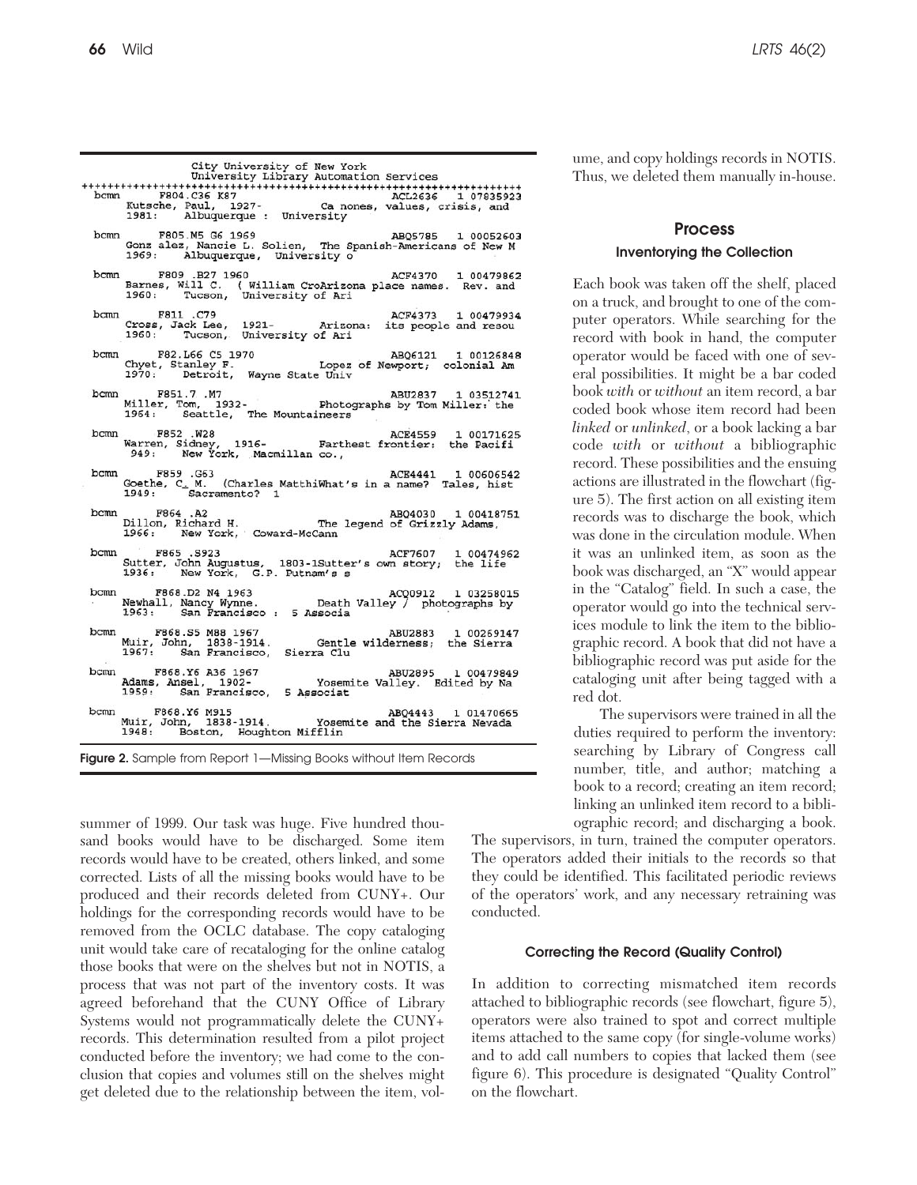```
                    City University of New York
                University Library Automation Services
++++++++++++++++++++++++++++++++++++++++++++++++++++++++++++++++++++++
bcmn      F804.C36 K87                          ACL2636    1 07835923
     Kutsche, Paul, 1927-        Ca nones, values, crisis, and
     1981:    Albuquerque :  University

bcmn      F805.M5 G6 1969                       ABQ5785    1 00052603
     Gonz alez, Nancie L. Solien,  The Spanish-Americans of New M
     1969:    Albuquerque,  University o

bcmn      F809 .B27 1960                        ACF4370    1 00479862
     Barnes, Will C.  ( William CroArizona place names.  Rev. and
     1960:    Tucson,  University of Ari

bcmn      F811 .C79                             ACF4373    1 00479934
     Cross, Jack Lee,  1921-       Arizona:  its people and resou
     1960:    Tucson,  University of Ari

bcmn      F82.L66 C5 1970                       ABQ6121    1 00126848
     Chyet, Stanley F.             Lopez of Newport;  colonial Am
     1970:    Detroit,  Wayne State Univ

bcmn      F851.7 .M7                            ABU2837    1 03512741
     Miller, Tom,  1932-           Photographs by Tom Miller: the
     1964:    Seattle,  The Mountaineers

bcmn      F852 .W28                             ACE4559    1 00171625
     Warren, Sidney,  1916-        Farthest frontier:  the Pacifi
      949:    New York,  Macmillan co.,

bcmn      F859 .G63                             ACE4441    1 00606542
     Goethe, C. M.  (Charles MatthiWhat's in a name?  Tales, hist
     1949:    Sacramento?  1

bcmn      F864 .A2                              ABQ4030    1 00418751
     Dillon, Richard H.            The legend of Grizzly Adams,
     1966:    New York,  Coward-McCann

bcmn      F865 .S923                            ACF7607    1 00474962
     Sutter, John Augustus,  1803-1Sutter's own story;  the life
     1936:    New York,  G.P. Putnam's s

bcmn      F868.D2 N4 1963                       ACQ0912    1 03258015
     Newhall, Nancy Wynne.         Death Valley /  photographs by
     1963:    San Francisco :  5 Associa

bcmn      F868.S5 M88 1967                      ABU2883    1 00269147
     Muir, John,  1838-1914.       Gentle wilderness;  the Sierra
     1967:    San Francisco,  Sierra Clu

bcmn      F868.Y6 A36 1967                      ABU2895    1 00479849
     Adams, Ansel,  1902-          Yosemite Valley.  Edited by Na
     1959:    San Francisco,  5 Associat

bcmn      F868.Y6 M915                          ABQ4443    1 01470665
     Muir, John,  1838-1914.       Yosemite and the Sierra Nevada
     1948:    Boston,  Houghton Mifflin
```

**Figure 2.** Sample from Report 1—Missing Books without Item Records

summer of 1999. Our task was huge. Five hundred thousand books would have to be discharged. Some item records would have to be created, others linked, and some corrected. Lists of all the missing books would have to be produced and their records deleted from CUNY+. Our holdings for the corresponding records would have to be removed from the OCLC database. The copy cataloging unit would take care of recataloging for the online catalog those books that were on the shelves but not in NOTIS, a process that was not part of the inventory costs. It was agreed beforehand that the CUNY Office of Library Systems would not programmatically delete the CUNY+ records. This determination resulted from a pilot project conducted before the inventory; we had come to the conclusion that copies and volumes still on the shelves might get deleted due to the relationship between the item, volume, and copy holdings records in NOTIS. Thus, we deleted them manually in-house.

## Process

### Inventorying the Collection

Each book was taken off the shelf, placed on a truck, and brought to one of the computer operators. While searching for the record with book in hand, the computer operator would be faced with one of several possibilities. It might be a bar coded book *with* or *without* an item record, a bar coded book whose item record had been *linked* or *unlinked*, or a book lacking a bar code *with* or *without* a bibliographic record. These possibilities and the ensuing actions are illustrated in the flowchart (figure 5). The first action on all existing item records was to discharge the book, which was done in the circulation module. When it was an unlinked item, as soon as the book was discharged, an "X" would appear in the "Catalog" field. In such a case, the operator would go into the technical services module to link the item to the bibliographic record. A book that did not have a bibliographic record was put aside for the cataloging unit after being tagged with a red dot.

The supervisors were trained in all the duties required to perform the inventory: searching by Library of Congress call number, title, and author; matching a book to a record; creating an item record; linking an unlinked item record to a bibliographic record; and discharging a book. The supervisors, in turn, trained the computer operators. The operators added their initials to the records so that they could be identified. This facilitated periodic reviews of the operators' work, and any necessary retraining was conducted.

### Correcting the Record (Quality Control)

In addition to correcting mismatched item records attached to bibliographic records (see flowchart, figure 5), operators were also trained to spot and correct multiple items attached to the same copy (for single-volume works) and to add call numbers to copies that lacked them (see figure 6). This procedure is designated "Quality Control" on the flowchart.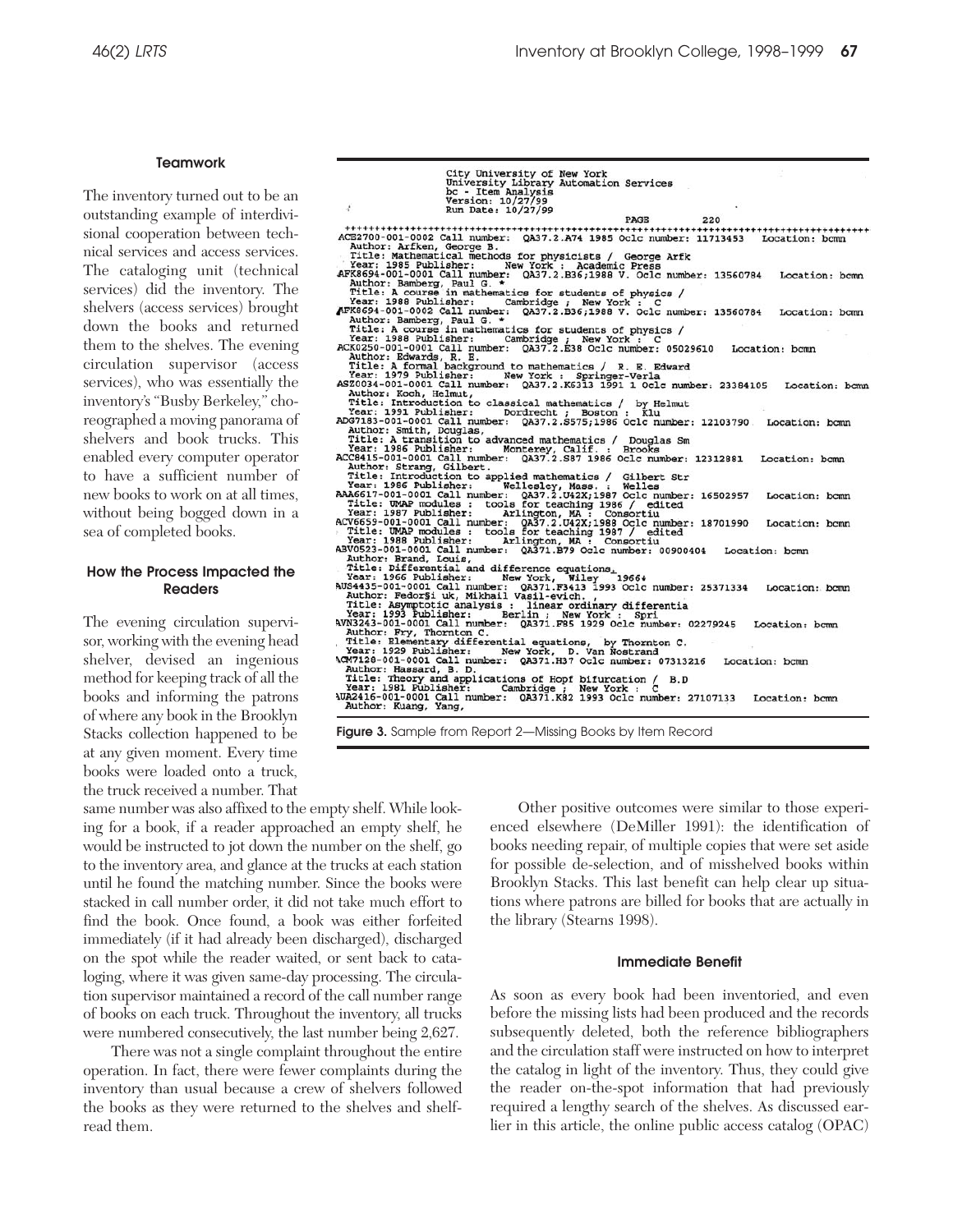### Teamwork

The inventory turned out to be an outstanding example of interdivisional cooperation between technical services and access services. The cataloging unit (technical services) did the inventory. The shelvers (access services) brought down the books and returned them to the shelves. The evening circulation supervisor (access services), who was essentially the inventory's "Busby Berkeley," choreographed a moving panorama of shelvers and book trucks. This enabled every computer operator to have a sufficient number of new books to work on at all times, without being bogged down in a sea of completed books.

### How the Process Impacted the Readers

The evening circulation supervisor, working with the evening head shelver, devised an ingenious method for keeping track of all the books and informing the patrons of where any book in the Brooklyn Stacks collection happened to be at any given moment. Every time books were loaded onto a truck, the truck received a number. That same number was also affixed to the empty shelf. While looking for a book, if a reader approached an empty shelf, he would be instructed to jot down the number on the shelf, go to the inventory area, and glance at the trucks at each station until he found the matching number. Since the books were stacked in call number order, it did not take much effort to find the book. Once found, a book was either forfeited immediately (if it had already been discharged), discharged on the spot while the reader waited, or sent back to cataloging, where it was given same-day processing. The circulation supervisor maintained a record of the call number range of books on each truck. Throughout the inventory, all trucks were numbered consecutively, the last number being 2,627.

There was not a single complaint throughout the entire operation. In fact, there were fewer complaints during the inventory than usual because a crew of shelvers followed the books as they were returned to the shelves and shelf-read them.

```
City University of New York
University Library Automation Services
bc - Item Analysis
Version: 10/27/99
Run Date: 10/27/99
                                        PAGE        220
+++++++++++++++++++++++++++++++++++++++++++++++++++++++++++++++++++++++++++++++
ACB2700-001-0002 Call number:  QA37.2.A74 1985 Oclc number: 11713453   Location: bcmn
 Author: Arfken, George B.
 Title: Mathematical methods for physicists /  George Arfk
 Year: 1985 Publisher:     New York :  Academic Press
AFK8694-001-0001 Call number:  QA37.2.B36;1988 V. Oclc number: 13560784   Location: bcmn
 Author: Bamberg, Paul G. *
 Title: A course in mathematics for students of physics /
 Year: 1988 Publisher:     Cambridge ;  New York :  C
AFK8694-001-0002 Call number:  QA37.2.B36;1988 V. Oclc number: 13560784   Location: bcmn
 Author: Bamberg, Paul G. *
 Title: A course in mathematics for students of physics /
 Year: 1988 Publisher:     Cambridge ;  New York :  C
ACK0250-001-0001 Call number:  QA37.2.E38 Oclc number: 05029610   Location: bcmn
 Author: Edwards, R. E.
 Title: A formal background to mathematics /  R. E. Edward
 Year: 1979 Publisher:     New York :  Springer-Verla
ASZ0034-001-0001 Call number:  QA37.2.K6313 1991 1 Oclc number: 23384105   Location: bcmn
 Author: Koch, Helmut,
 Title: Introduction to classical mathematics /  by Helmut
 Year: 1991 Publisher:     Dordrecht ;  Boston :  Klu
ADG7183-001-0001 Call number:  QA37.2.S575;1986 Oclc number: 12103790   Location: bcmn
 Author: Smith, Douglas,
 Title: A transition to advanced mathematics /  Douglas Sm
 Year: 1986 Publisher:     Monterey, Calif. :  Brooks
ACC8415-001-0001 Call number:  QA37.2.S87 1986 Oclc number: 12312881   Location: bcmn
 Author: Strang, Gilbert.
 Title: Introduction to applied mathematics /  Gilbert Str
 Year: 1986 Publisher:     Wellesley, Mass. :  Welles
AAA6617-001-0001 Call number:  QA37.2.U42X;1987 Oclc number: 16502957   Location: bcmn
 Title: UMAP modules :  tools for teaching 1986 /  edited
 Year: 1987 Publisher:     Arlington, MA :  Consortiu
ACV6659-001-0001 Call number:  QA37.2.U42X;1988 Oclc number: 18701990   Location: bcmn
 Title: UMAP modules :  tools for teaching 1987 /  edited
 Year: 1988 Publisher:     Arlington, MA :  Consortiu
ABV0523-001-0001 Call number:  QA371.B79 Oclc number: 00900404   Location: bcmn
 Author: Brand, Louis,
 Title: Differential and difference equations,
 Year: 1966 Publisher:     New York,  Wiley   1966+
AUS4435-001-0001 Call number:  QA371.F3413 1993 Oclc number: 25371334   Location: bcmn
 Author: Fedor$i uk, Mikhail Vasil-evich. ,
 Title: Asymptotic analysis :  linear ordinary differentia
 Year: 1993 Publisher:     Berlin ;  New York :  Spri
AVN3243-001-0001 Call number:  QA371.F85 1929 Oclc number: 02279245   Location: bcmn
 Author: Fry, Thornton C.
 Title: Elementary differential equations,  by Thornton C.
 Year: 1929 Publisher:     New York,  D. Van Nostrand
ACM7128-001-0001 Call number:  QA371.H37 Oclc number: 07313216   Location: bcmn
 Author: Hassard, B. D.
 Title: Theory and applications of Hopf bifurcation /  B.D
 Year: 1981 Publisher:     Cambridge ;  New York :  C
AUA2416-001-0001 Call number:  QA371.K82 1993 Oclc number: 27107133   Location: bcmn
 Author: Kuang, Yang,
```

**Figure 3.** Sample from Report 2—Missing Books by Item Record

Other positive outcomes were similar to those experienced elsewhere (DeMiller 1991): the identification of books needing repair, of multiple copies that were set aside for possible de-selection, and of misshelved books within Brooklyn Stacks. This last benefit can help clear up situations where patrons are billed for books that are actually in the library (Stearns 1998).

### Immediate Benefit

As soon as every book had been inventoried, and even before the missing lists had been produced and the records subsequently deleted, both the reference bibliographers and the circulation staff were instructed on how to interpret the catalog in light of the inventory. Thus, they could give the reader on-the-spot information that had previously required a lengthy search of the shelves. As discussed earlier in this article, the online public access catalog (OPAC)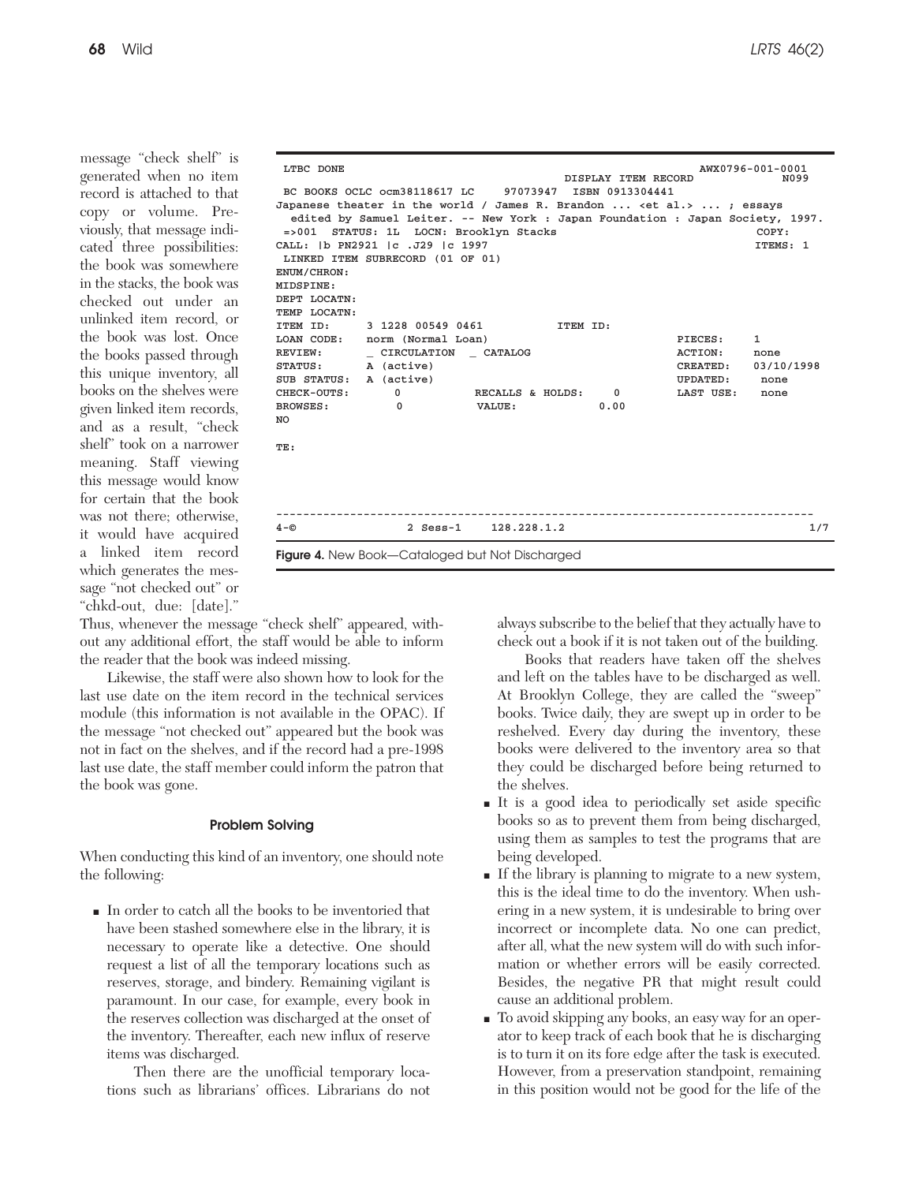message "check shelf" is generated when no item record is attached to that copy or volume. Previously, that message indicated three possibilities: the book was somewhere in the stacks, the book was checked out under an unlinked item record, or the book was lost. Once the books passed through this unique inventory, all books on the shelves were given linked item records, and as a result, "check shelf" took on a narrower meaning. Staff viewing this message would know for certain that the book was not there; otherwise, it would have acquired a linked item record which generates the message "not checked out" or "chkd-out, due: [date]." Thus, whenever the message "check shelf" appeared, without any additional effort, the staff would be able to inform the reader that the book was indeed missing.

```
LTBC DONE                                                              AWX0796-001-0001
                                             DISPLAY ITEM RECORD                  N099
 BC BOOKS OCLC ocm38118617 LC     97073947  ISBN 0913304441
Japanese theater in the world / James R. Brandon ... <et al.> ... ; essays
  edited by Samuel Leiter. -- New York : Japan Foundation : Japan Society, 1997.
 =>001  STATUS: 1L  LOCN: Brooklyn Stacks                                  COPY:
CALL: |b PN2921 |c .J29 |c 1997                                           ITEMS: 1
 LINKED ITEM SUBRECORD (01 OF 01)
ENUM/CHRON:
MIDSPINE:
DEPT LOCATN:
TEMP LOCATN:
ITEM ID:     3 1228 00549 0461          ITEM ID:
LOAN CODE:   norm (Normal Loan)                                PIECES:     1
REVIEW:      _ CIRCULATION  _ CATALOG                          ACTION:     none
STATUS:      A (active)                                        CREATED:    03/10/1998
SUB STATUS:  A (active)                                        UPDATED:    none
CHECK-OUTS:      0           RECALLS & HOLDS:    0             LAST USE:   none
BROWSES:         0           VALUE:            0.00
NO

TE:





------------------------------------------------------------------------------
4-©             2 Sess-1    128.228.1.2                                       1/7
```

**Figure 4.** New Book—Cataloged but Not Discharged

Likewise, the staff were also shown how to look for the last use date on the item record in the technical services module (this information is not available in the OPAC). If the message "not checked out" appeared but the book was not in fact on the shelves, and if the record had a pre-1998 last use date, the staff member could inform the patron that the book was gone.

#### Problem Solving

When conducting this kind of an inventory, one should note the following:

- In order to catch all the books to be inventoried that have been stashed somewhere else in the library, it is necessary to operate like a detective. One should request a list of all the temporary locations such as reserves, storage, and bindery. Remaining vigilant is paramount. In our case, for example, every book in the reserves collection was discharged at the onset of the inventory. Thereafter, each new influx of reserve items was discharged.

  Then there are the unofficial temporary locations such as librarians' offices. Librarians do not always subscribe to the belief that they actually have to check out a book if it is not taken out of the building.

  Books that readers have taken off the shelves and left on the tables have to be discharged as well. At Brooklyn College, they are called the "sweep" books. Twice daily, they are swept up in order to be reshelved. Every day during the inventory, these books were delivered to the inventory area so that they could be discharged before being returned to the shelves.
- It is a good idea to periodically set aside specific books so as to prevent them from being discharged, using them as samples to test the programs that are being developed.
- If the library is planning to migrate to a new system, this is the ideal time to do the inventory. When ushering in a new system, it is undesirable to bring over incorrect or incomplete data. No one can predict, after all, what the new system will do with such information or whether errors will be easily corrected. Besides, the negative PR that might result could cause an additional problem.
- To avoid skipping any books, an easy way for an operator to keep track of each book that he is discharging is to turn it on its fore edge after the task is executed. However, from a preservation standpoint, remaining in this position would not be good for the life of the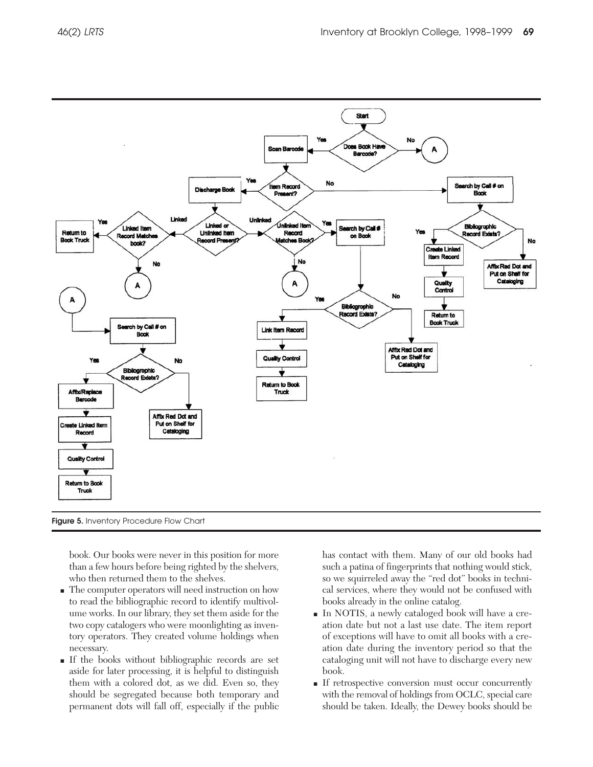Figure 5. Inventory Procedure Flow Chart

book. Our books were never in this position for more than a few hours before being righted by the shelvers, who then returned them to the shelves.

- The computer operators will need instruction on how to read the bibliographic record to identify multivolume works. In our library, they set them aside for the two copy catalogers who were moonlighting as inventory operators. They created volume holdings when necessary.
- If the books without bibliographic records are set aside for later processing, it is helpful to distinguish them with a colored dot, as we did. Even so, they should be segregated because both temporary and permanent dots will fall off, especially if the public has contact with them. Many of our old books had such a patina of fingerprints that nothing would stick, so we squirreled away the "red dot" books in technical services, where they would not be confused with books already in the online catalog.
- In NOTIS, a newly cataloged book will have a creation date but not a last use date. The item report of exceptions will have to omit all books with a creation date during the inventory period so that the cataloging unit will not have to discharge every new book.
- If retrospective conversion must occur concurrently with the removal of holdings from OCLC, special care should be taken. Ideally, the Dewey books should be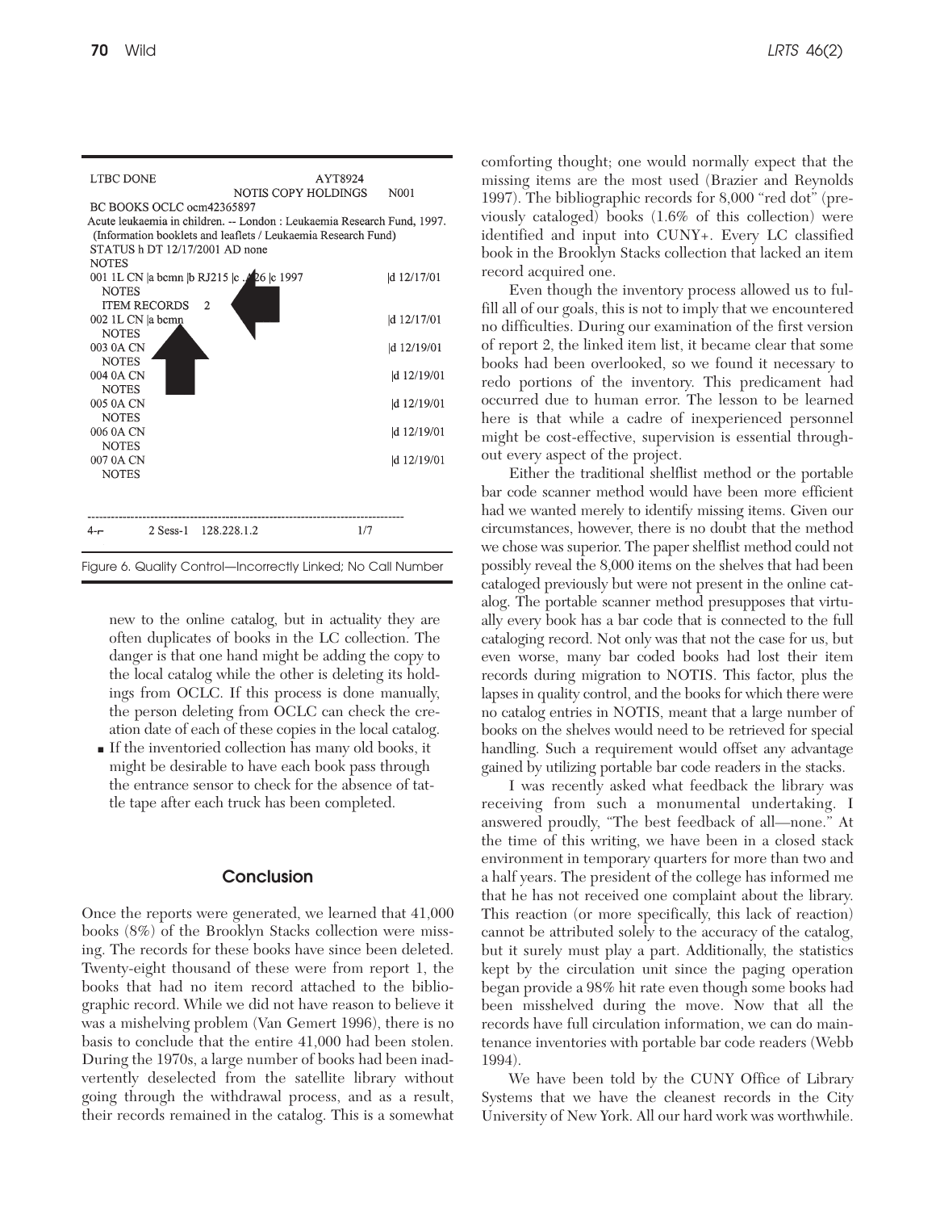```
LTBC DONE                                              AYT8924
                                    NOTIS COPY HOLDINGS     N001
BC BOOKS OCLC ocm42365897
Acute leukaemia in children. -- London : Leukaemia Research Fund, 1997.
 (Information booklets and leaflets / Leukaemia Research Fund)
STATUS h DT 12/17/2001 AD none
NOTES
001 1L CN |a bcmn |b RJ215 |c .A26 |c 1997                    |d 12/17/01
  NOTES
  ITEM RECORDS   2
002 1L CN |a bcmn                                              |d 12/17/01
  NOTES
003 0A CN                                                      |d 12/19/01
  NOTES
004 0A CN                                                      |d 12/19/01
  NOTES
005 0A CN                                                      |d 12/19/01
  NOTES
006 0A CN                                                      |d 12/19/01
  NOTES
007 0A CN                                                      |d 12/19/01
  NOTES

--------------------------------------------------------------------------------
4-r        2 Sess-1   128.228.1.2                        1/7
```

Figure 6. Quality Control—Incorrectly Linked; No Call Number

new to the online catalog, but in actuality they are often duplicates of books in the LC collection. The danger is that one hand might be adding the copy to the local catalog while the other is deleting its holdings from OCLC. If this process is done manually, the person deleting from OCLC can check the creation date of each of these copies in the local catalog.

- If the inventoried collection has many old books, it might be desirable to have each book pass through the entrance sensor to check for the absence of tattle tape after each truck has been completed.

## Conclusion

Once the reports were generated, we learned that 41,000 books (8%) of the Brooklyn Stacks collection were missing. The records for these books have since been deleted. Twenty-eight thousand of these were from report 1, the books that had no item record attached to the bibliographic record. While we did not have reason to believe it was a mishelving problem (Van Gemert 1996), there is no basis to conclude that the entire 41,000 had been stolen. During the 1970s, a large number of books had been inadvertently deselected from the satellite library without going through the withdrawal process, and as a result, their records remained in the catalog. This is a somewhat comforting thought; one would normally expect that the missing items are the most used (Brazier and Reynolds 1997). The bibliographic records for 8,000 "red dot" (previously cataloged) books (1.6% of this collection) were identified and input into CUNY+. Every LC classified book in the Brooklyn Stacks collection that lacked an item record acquired one.

Even though the inventory process allowed us to fulfill all of our goals, this is not to imply that we encountered no difficulties. During our examination of the first version of report 2, the linked item list, it became clear that some books had been overlooked, so we found it necessary to redo portions of the inventory. This predicament had occurred due to human error. The lesson to be learned here is that while a cadre of inexperienced personnel might be cost-effective, supervision is essential throughout every aspect of the project.

Either the traditional shelflist method or the portable bar code scanner method would have been more efficient had we wanted merely to identify missing items. Given our circumstances, however, there is no doubt that the method we chose was superior. The paper shelflist method could not possibly reveal the 8,000 items on the shelves that had been cataloged previously but were not present in the online catalog. The portable scanner method presupposes that virtually every book has a bar code that is connected to the full cataloging record. Not only was that not the case for us, but even worse, many bar coded books had lost their item records during migration to NOTIS. This factor, plus the lapses in quality control, and the books for which there were no catalog entries in NOTIS, meant that a large number of books on the shelves would need to be retrieved for special handling. Such a requirement would offset any advantage gained by utilizing portable bar code readers in the stacks.

I was recently asked what feedback the library was receiving from such a monumental undertaking. I answered proudly, "The best feedback of all—none." At the time of this writing, we have been in a closed stack environment in temporary quarters for more than two and a half years. The president of the college has informed me that he has not received one complaint about the library. This reaction (or more specifically, this lack of reaction) cannot be attributed solely to the accuracy of the catalog, but it surely must play a part. Additionally, the statistics kept by the circulation unit since the paging operation began provide a 98% hit rate even though some books had been misshelved during the move. Now that all the records have full circulation information, we can do maintenance inventories with portable bar code readers (Webb 1994).

We have been told by the CUNY Office of Library Systems that we have the cleanest records in the City University of New York. All our hard work was worthwhile.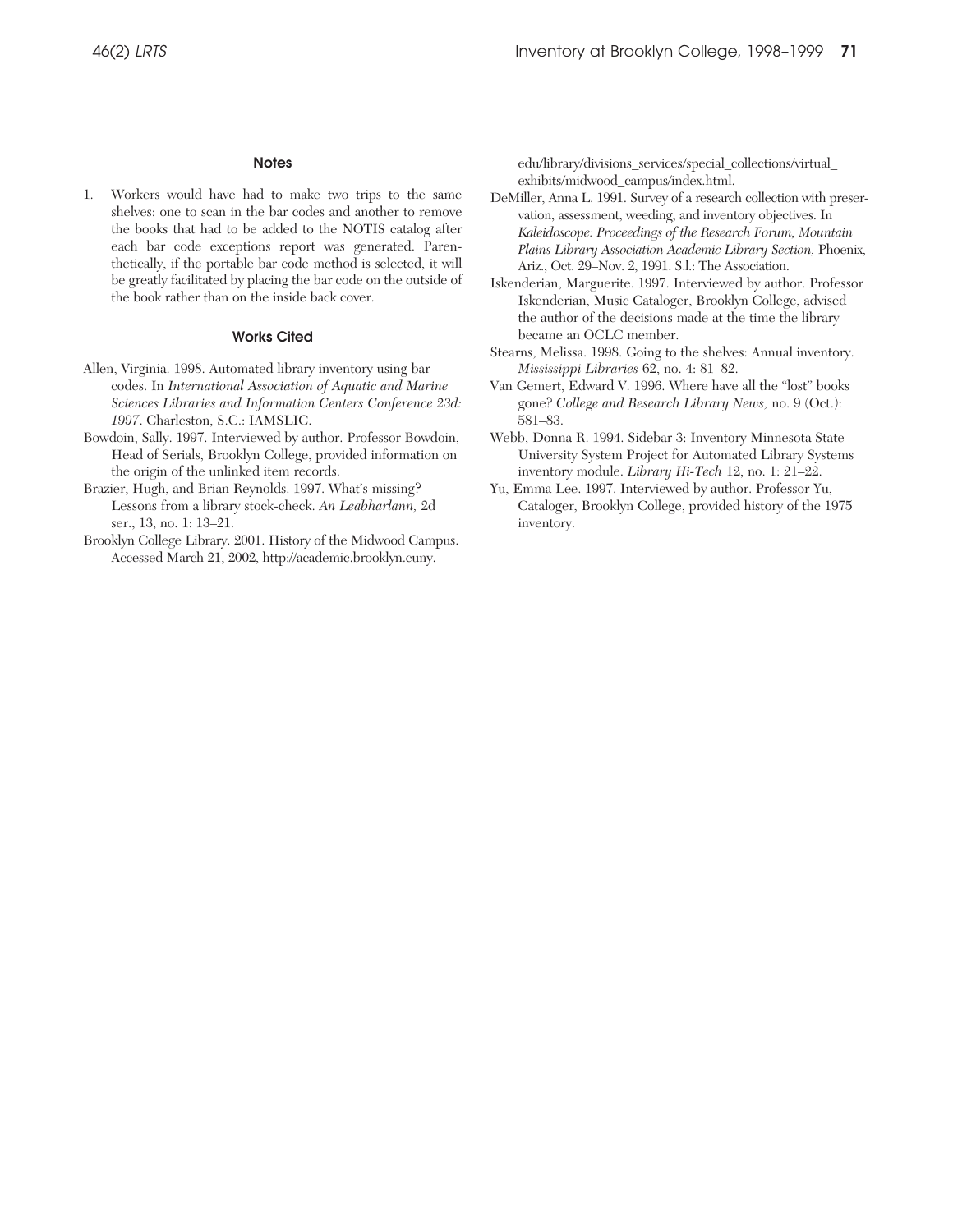## Notes

1. Workers would have had to make two trips to the same shelves: one to scan in the bar codes and another to remove the books that had to be added to the NOTIS catalog after each bar code exceptions report was generated. Parenthetically, if the portable bar code method is selected, it will be greatly facilitated by placing the bar code on the outside of the book rather than on the inside back cover.

## Works Cited

Allen, Virginia. 1998. Automated library inventory using bar codes. In *International Association of Aquatic and Marine Sciences Libraries and Information Centers Conference 23d: 1997*. Charleston, S.C.: IAMSLIC.

Bowdoin, Sally. 1997. Interviewed by author. Professor Bowdoin, Head of Serials, Brooklyn College, provided information on the origin of the unlinked item records.

Brazier, Hugh, and Brian Reynolds. 1997. What's missing? Lessons from a library stock-check. *An Leabharlann,* 2d ser., 13, no. 1: 13–21.

Brooklyn College Library. 2001. History of the Midwood Campus. Accessed March 21, 2002, http://academic.brooklyn.cuny.edu/library/divisions_services/special_collections/virtual_exhibits/midwood_campus/index.html.

DeMiller, Anna L. 1991. Survey of a research collection with preservation, assessment, weeding, and inventory objectives. In *Kaleidoscope: Proceedings of the Research Forum, Mountain Plains Library Association Academic Library Section,* Phoenix, Ariz., Oct. 29–Nov. 2, 1991. S.l.: The Association.

Iskenderian, Marguerite. 1997. Interviewed by author. Professor Iskenderian, Music Cataloger, Brooklyn College, advised the author of the decisions made at the time the library became an OCLC member.

Stearns, Melissa. 1998. Going to the shelves: Annual inventory. *Mississippi Libraries* 62, no. 4: 81–82.

Van Gemert, Edward V. 1996. Where have all the "lost" books gone? *College and Research Library News,* no. 9 (Oct.): 581–83.

Webb, Donna R. 1994. Sidebar 3: Inventory Minnesota State University System Project for Automated Library Systems inventory module. *Library Hi-Tech* 12, no. 1: 21–22.

Yu, Emma Lee. 1997. Interviewed by author. Professor Yu, Cataloger, Brooklyn College, provided history of the 1975 inventory.